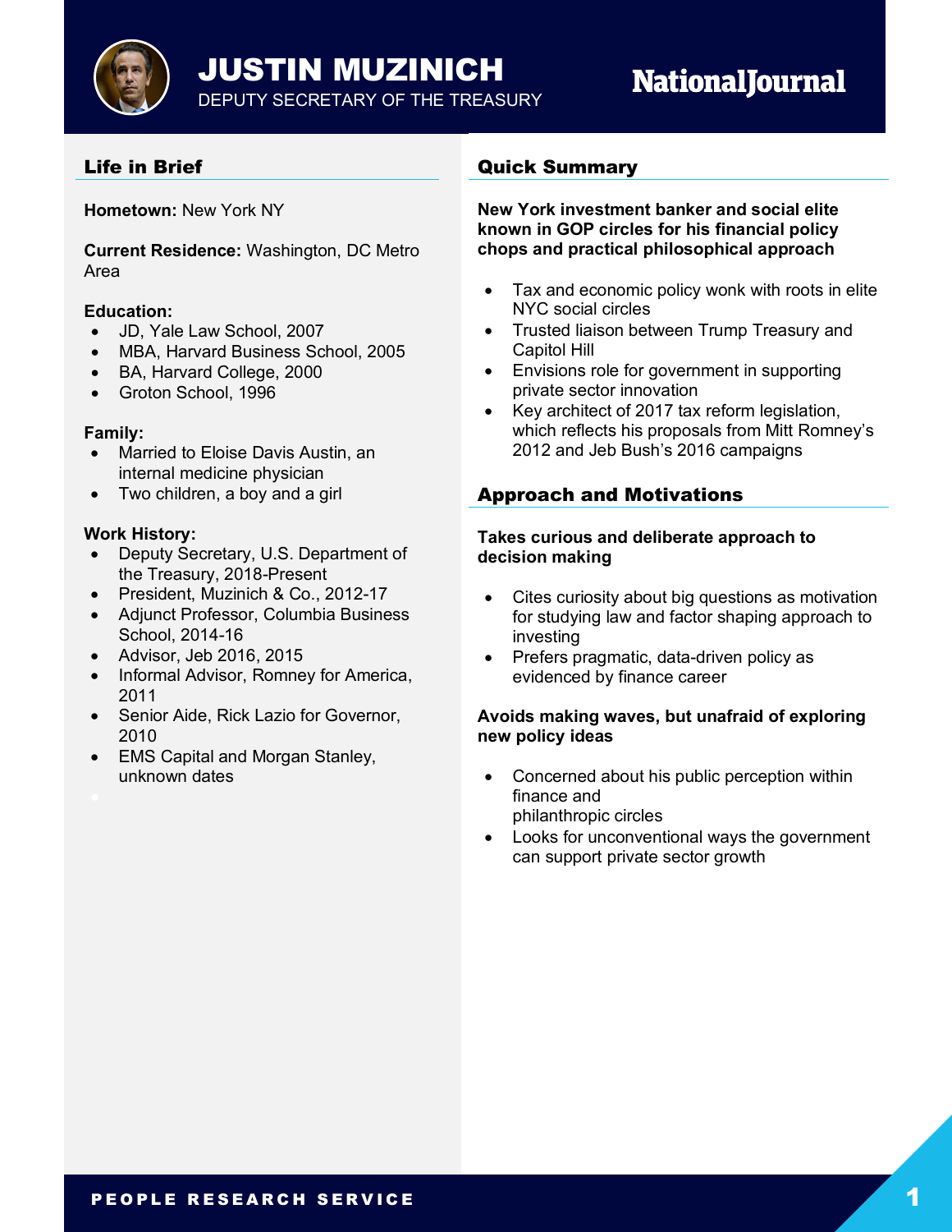# JUSTIN MUZINICH

DEPUTY SECRETARY OF THE TREASURY

NationalJournal

## Life in Brief

**Hometown:** New York NY

**Current Residence:** Washington, DC Metro Area

**Education:**

- JD, Yale Law School, 2007
- MBA, Harvard Business School, 2005
- BA, Harvard College, 2000
- Groton School, 1996

**Family:**

- Married to Eloise Davis Austin, an internal medicine physician
- Two children, a boy and a girl

**Work History:**

- Deputy Secretary, U.S. Department of the Treasury, 2018-Present
- President, Muzinich & Co., 2012-17
- Adjunct Professor, Columbia Business School, 2014-16
- Advisor, Jeb 2016, 2015
- Informal Advisor, Romney for America, 2011
- Senior Aide, Rick Lazio for Governor, 2010
- EMS Capital and Morgan Stanley, unknown dates

## Quick Summary

**New York investment banker and social elite known in GOP circles for his financial policy chops and practical philosophical approach**

- Tax and economic policy wonk with roots in elite NYC social circles
- Trusted liaison between Trump Treasury and Capitol Hill
- Envisions role for government in supporting private sector innovation
- Key architect of 2017 tax reform legislation, which reflects his proposals from Mitt Romney's 2012 and Jeb Bush's 2016 campaigns

## Approach and Motivations

**Takes curious and deliberate approach to decision making**

- Cites curiosity about big questions as motivation for studying law and factor shaping approach to investing
- Prefers pragmatic, data-driven policy as evidenced by finance career

**Avoids making waves, but unafraid of exploring new policy ideas**

- Concerned about his public perception within finance and philanthropic circles
- Looks for unconventional ways the government can support private sector growth

PEOPLE RESEARCH SERVICE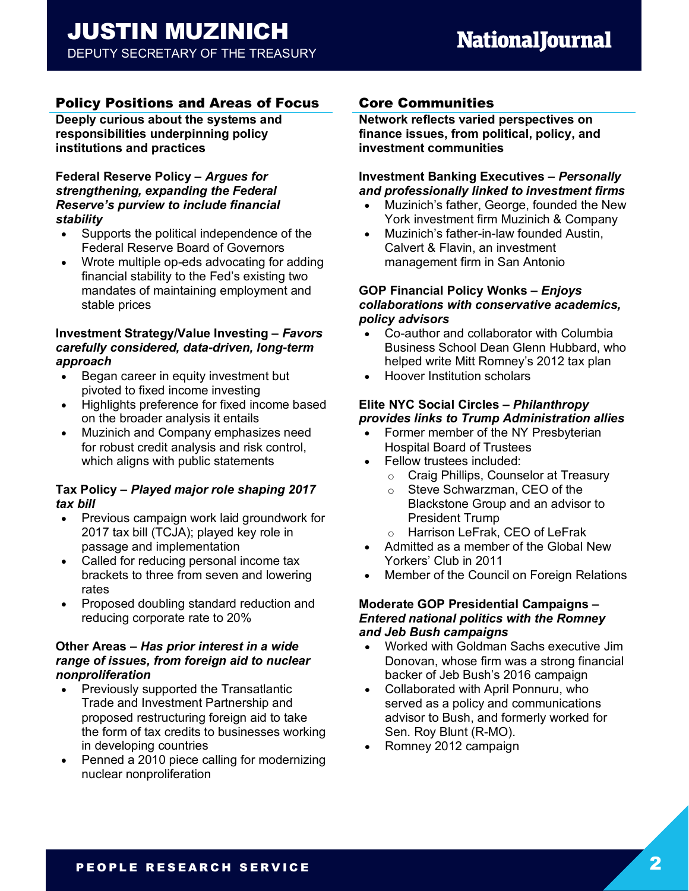# JUSTIN MUZINICH
DEPUTY SECRETARY OF THE TREASURY

National Journal

## Policy Positions and Areas of Focus

**Deeply curious about the systems and responsibilities underpinning policy institutions and practices**

**Federal Reserve Policy** – ***Argues for strengthening, expanding the Federal Reserve's purview to include financial stability***

- Supports the political independence of the Federal Reserve Board of Governors
- Wrote multiple op-eds advocating for adding financial stability to the Fed's existing two mandates of maintaining employment and stable prices

**Investment Strategy/Value Investing** – ***Favors carefully considered, data-driven, long-term approach***

- Began career in equity investment but pivoted to fixed income investing
- Highlights preference for fixed income based on the broader analysis it entails
- Muzinich and Company emphasizes need for robust credit analysis and risk control, which aligns with public statements

**Tax Policy** – ***Played major role shaping 2017 tax bill***

- Previous campaign work laid groundwork for 2017 tax bill (TCJA); played key role in passage and implementation
- Called for reducing personal income tax brackets to three from seven and lowering rates
- Proposed doubling standard reduction and reducing corporate rate to 20%

**Other Areas** – ***Has prior interest in a wide range of issues, from foreign aid to nuclear nonproliferation***

- Previously supported the Transatlantic Trade and Investment Partnership and proposed restructuring foreign aid to take the form of tax credits to businesses working in developing countries
- Penned a 2010 piece calling for modernizing nuclear nonproliferation

## Core Communities

**Network reflects varied perspectives on finance issues, from political, policy, and investment communities**

**Investment Banking Executives** – ***Personally and professionally linked to investment firms***

- Muzinich's father, George, founded the New York investment firm Muzinich & Company
- Muzinich's father-in-law founded Austin, Calvert & Flavin, an investment management firm in San Antonio

**GOP Financial Policy Wonks** – ***Enjoys collaborations with conservative academics, policy advisors***

- Co-author and collaborator with Columbia Business School Dean Glenn Hubbard, who helped write Mitt Romney's 2012 tax plan
- Hoover Institution scholars

**Elite NYC Social Circles** – ***Philanthropy provides links to Trump Administration allies***

- Former member of the NY Presbyterian Hospital Board of Trustees
- Fellow trustees included:
  - Craig Phillips, Counselor at Treasury
  - Steve Schwarzman, CEO of the Blackstone Group and an advisor to President Trump
  - Harrison LeFrak, CEO of LeFrak
- Admitted as a member of the Global New Yorkers' Club in 2011
- Member of the Council on Foreign Relations

**Moderate GOP Presidential Campaigns** – ***Entered national politics with the Romney and Jeb Bush campaigns***

- Worked with Goldman Sachs executive Jim Donovan, whose firm was a strong financial backer of Jeb Bush's 2016 campaign
- Collaborated with April Ponnuru, who served as a policy and communications advisor to Bush, and formerly worked for Sen. Roy Blunt (R-MO).
- Romney 2012 campaign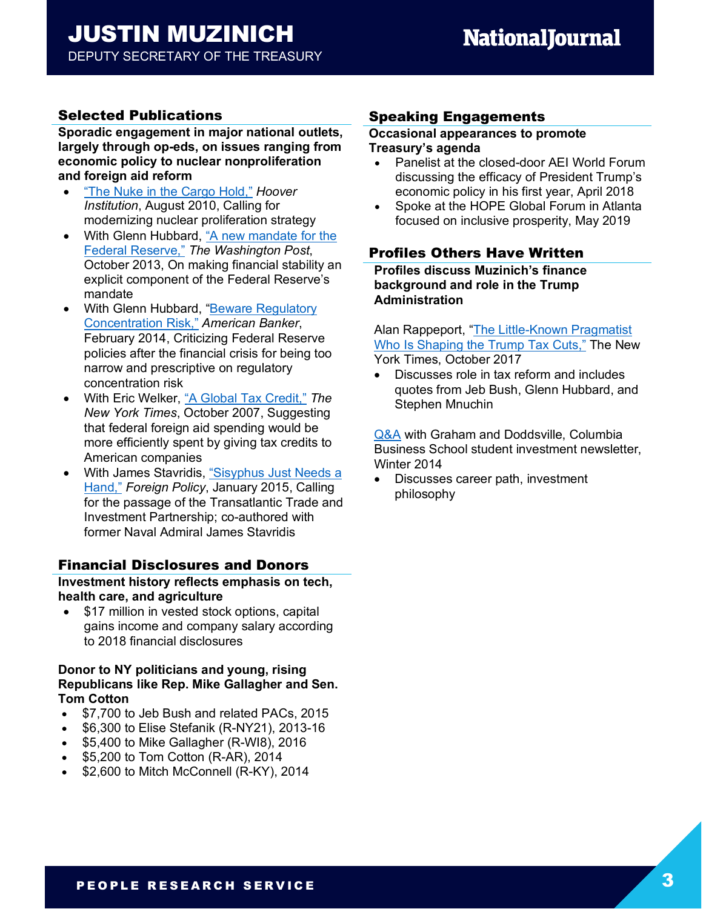## Selected Publications

**Sporadic engagement in major national outlets, largely through op-eds, on issues ranging from economic policy to nuclear nonproliferation and foreign aid reform**

- "The Nuke in the Cargo Hold," *Hoover Institution*, August 2010, Calling for modernizing nuclear proliferation strategy
- With Glenn Hubbard, "A new mandate for the Federal Reserve," *The Washington Post*, October 2013, On making financial stability an explicit component of the Federal Reserve's mandate
- With Glenn Hubbard, "Beware Regulatory Concentration Risk," *American Banker*, February 2014, Criticizing Federal Reserve policies after the financial crisis for being too narrow and prescriptive on regulatory concentration risk
- With Eric Welker, "A Global Tax Credit," *The New York Times*, October 2007, Suggesting that federal foreign aid spending would be more efficiently spent by giving tax credits to American companies
- With James Stavridis, "Sisyphus Just Needs a Hand," *Foreign Policy*, January 2015, Calling for the passage of the Transatlantic Trade and Investment Partnership; co-authored with former Naval Admiral James Stavridis

## Financial Disclosures and Donors

**Investment history reflects emphasis on tech, health care, and agriculture**

- $17 million in vested stock options, capital gains income and company salary according to 2018 financial disclosures

**Donor to NY politicians and young, rising Republicans like Rep. Mike Gallagher and Sen. Tom Cotton**

- $7,700 to Jeb Bush and related PACs, 2015
- $6,300 to Elise Stefanik (R-NY21), 2013-16
- $5,400 to Mike Gallagher (R-WI8), 2016
- $5,200 to Tom Cotton (R-AR), 2014
- $2,600 to Mitch McConnell (R-KY), 2014

## Speaking Engagements

**Occasional appearances to promote Treasury's agenda**

- Panelist at the closed-door AEI World Forum discussing the efficacy of President Trump's economic policy in his first year, April 2018
- Spoke at the HOPE Global Forum in Atlanta focused on inclusive prosperity, May 2019

## Profiles Others Have Written

**Profiles discuss Muzinich's finance background and role in the Trump Administration**

Alan Rappeport, "The Little-Known Pragmatist Who Is Shaping the Trump Tax Cuts," The New York Times, October 2017

- Discusses role in tax reform and includes quotes from Jeb Bush, Glenn Hubbard, and Stephen Mnuchin

Q&A with Graham and Doddsville, Columbia Business School student investment newsletter, Winter 2014

- Discusses career path, investment philosophy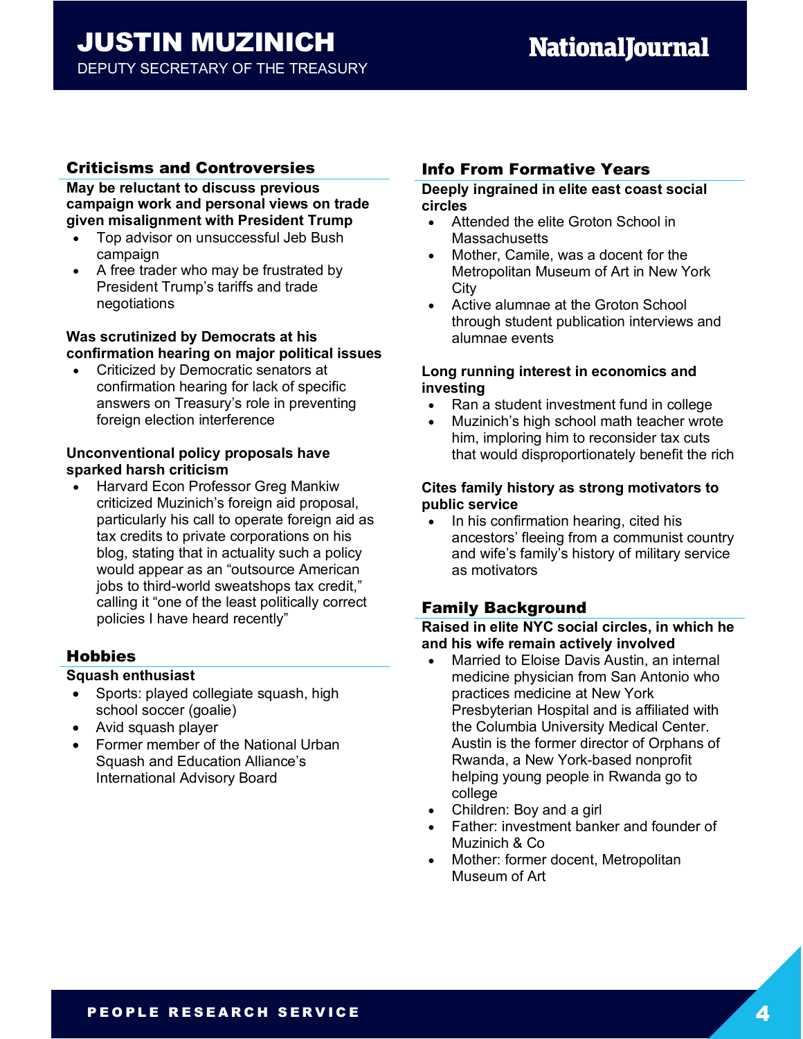# JUSTIN MUZINICH

DEPUTY SECRETARY OF THE TREASURY

## Criticisms and Controversies

**May be reluctant to discuss previous campaign work and personal views on trade given misalignment with President Trump**

- Top advisor on unsuccessful Jeb Bush campaign
- A free trader who may be frustrated by President Trump's tariffs and trade negotiations

**Was scrutinized by Democrats at his confirmation hearing on major political issues**

- Criticized by Democratic senators at confirmation hearing for lack of specific answers on Treasury's role in preventing foreign election interference

**Unconventional policy proposals have sparked harsh criticism**

- Harvard Econ Professor Greg Mankiw criticized Muzinich's foreign aid proposal, particularly his call to operate foreign aid as tax credits to private corporations on his blog, stating that in actuality such a policy would appear as an "outsource American jobs to third-world sweatshops tax credit," calling it "one of the least politically correct policies I have heard recently"

## Hobbies

**Squash enthusiast**

- Sports: played collegiate squash, high school soccer (goalie)
- Avid squash player
- Former member of the National Urban Squash and Education Alliance's International Advisory Board

## Info From Formative Years

**Deeply ingrained in elite east coast social circles**

- Attended the elite Groton School in Massachusetts
- Mother, Camile, was a docent for the Metropolitan Museum of Art in New York City
- Active alumnae at the Groton School through student publication interviews and alumnae events

**Long running interest in economics and investing**

- Ran a student investment fund in college
- Muzinich's high school math teacher wrote him, imploring him to reconsider tax cuts that would disproportionately benefit the rich

**Cites family history as strong motivators to public service**

- In his confirmation hearing, cited his ancestors' fleeing from a communist country and wife's family's history of military service as motivators

## Family Background

**Raised in elite NYC social circles, in which he and his wife remain actively involved**

- Married to Eloise Davis Austin, an internal medicine physician from San Antonio who practices medicine at New York Presbyterian Hospital and is affiliated with the Columbia University Medical Center. Austin is the former director of Orphans of Rwanda, a New York-based nonprofit helping young people in Rwanda go to college
- Children: Boy and a girl
- Father: investment banker and founder of Muzinich & Co
- Mother: former docent, Metropolitan Museum of Art